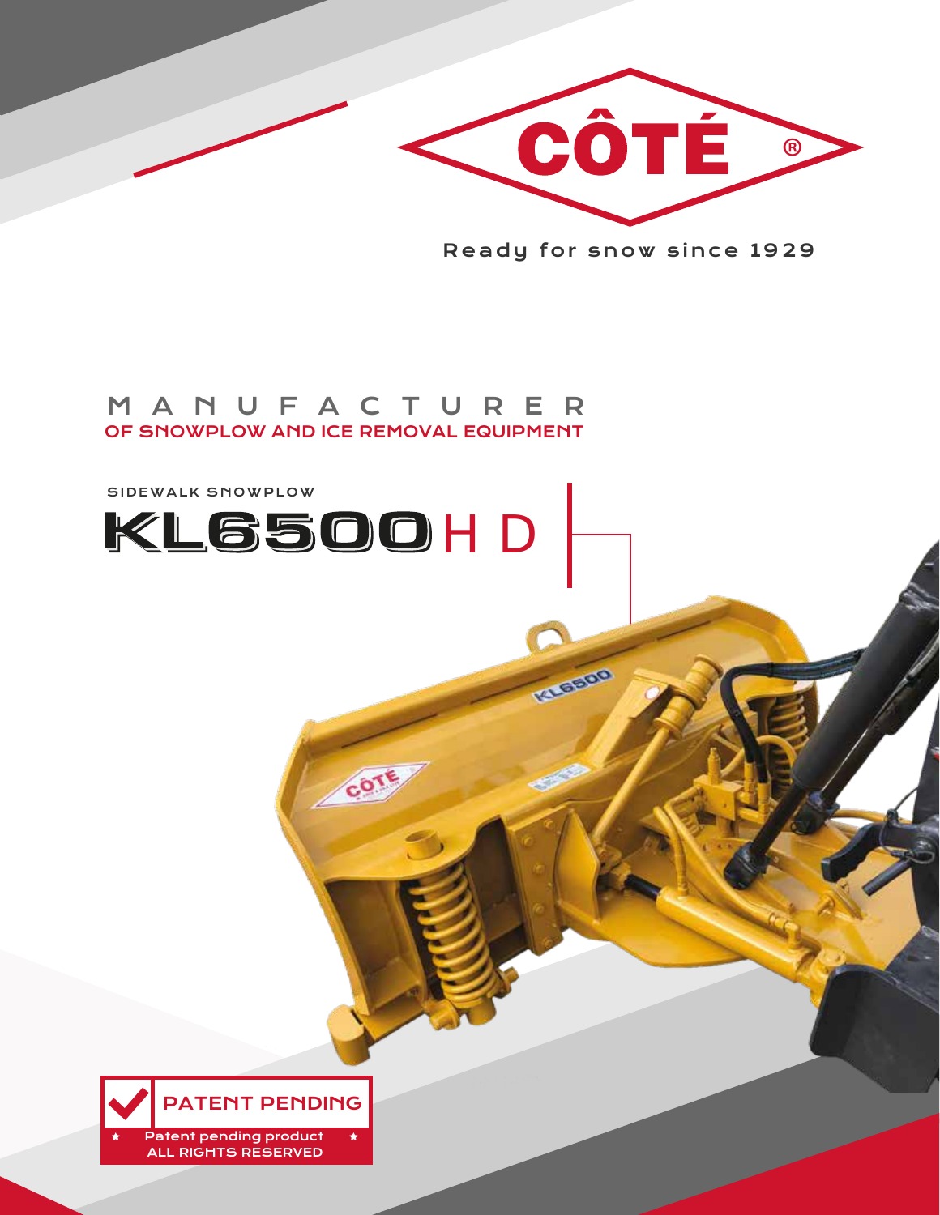CÔTÉ®

Ready for snow since 1929

# MANUFACTURER
## OF SNOWPLOW AND ICE REMOVAL EQUIPMENT

SIDEWALK SNOWPLOW

# KL6500 HD

**PATENT PENDING**

Patent pending product
ALL RIGHTS RESERVED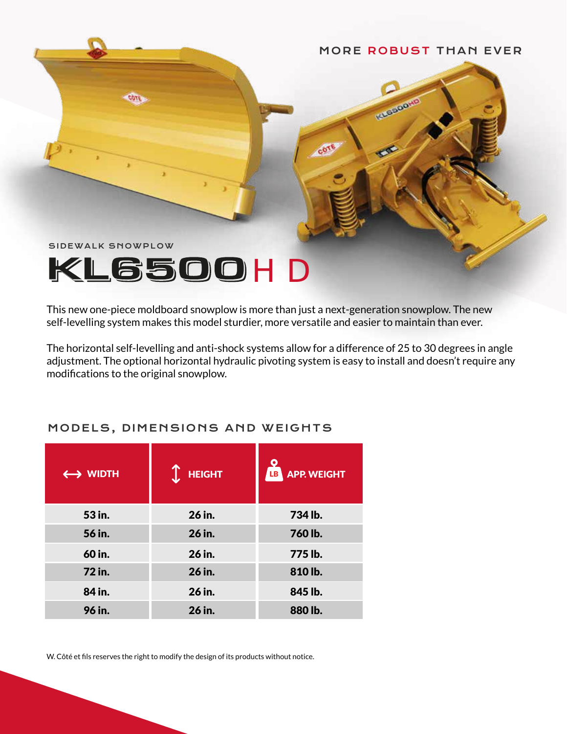MORE ROBUST THAN EVER

SIDEWALK SNOWPLOW

# KL6500HD

This new one-piece moldboard snowplow is more than just a next-generation snowplow. The new self-levelling system makes this model sturdier, more versatile and easier to maintain than ever.

The horizontal self-levelling and anti-shock systems allow for a difference of 25 to 30 degrees in angle adjustment. The optional horizontal hydraulic pivoting system is easy to install and doesn't require any modifications to the original snowplow.

## MODELS, DIMENSIONS AND WEIGHTS

| WIDTH | HEIGHT | APP. WEIGHT |
|---|---|---|
| **53 in.** | **26 in.** | **734 lb.** |
| **56 in.** | **26 in.** | **760 lb.** |
| **60 in.** | **26 in.** | **775 lb.** |
| **72 in.** | **26 in.** | **810 lb.** |
| **84 in.** | **26 in.** | **845 lb.** |
| **96 in.** | **26 in.** | **880 lb.** |

W. Côté et fils reserves the right to modify the design of its products without notice.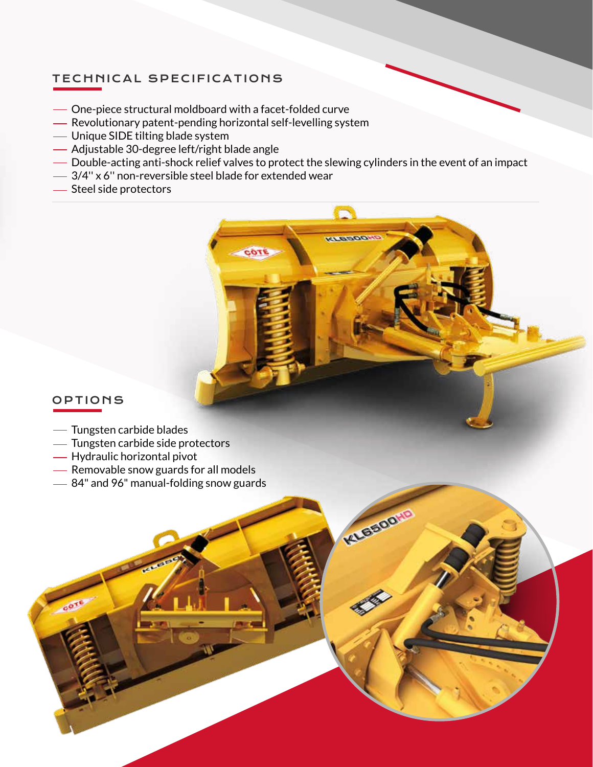## TECHNICAL SPECIFICATIONS

- One-piece structural moldboard with a facet-folded curve
- Revolutionary patent-pending horizontal self-levelling system
- Unique SIDE tilting blade system
- Adjustable 30-degree left/right blade angle
- Double-acting anti-shock relief valves to protect the slewing cylinders in the event of an impact
- 3/4'' x 6'' non-reversible steel blade for extended wear
- Steel side protectors

## OPTIONS

- Tungsten carbide blades
- Tungsten carbide side protectors
- Hydraulic horizontal pivot
- Removable snow guards for all models
- 84" and 96" manual-folding snow guards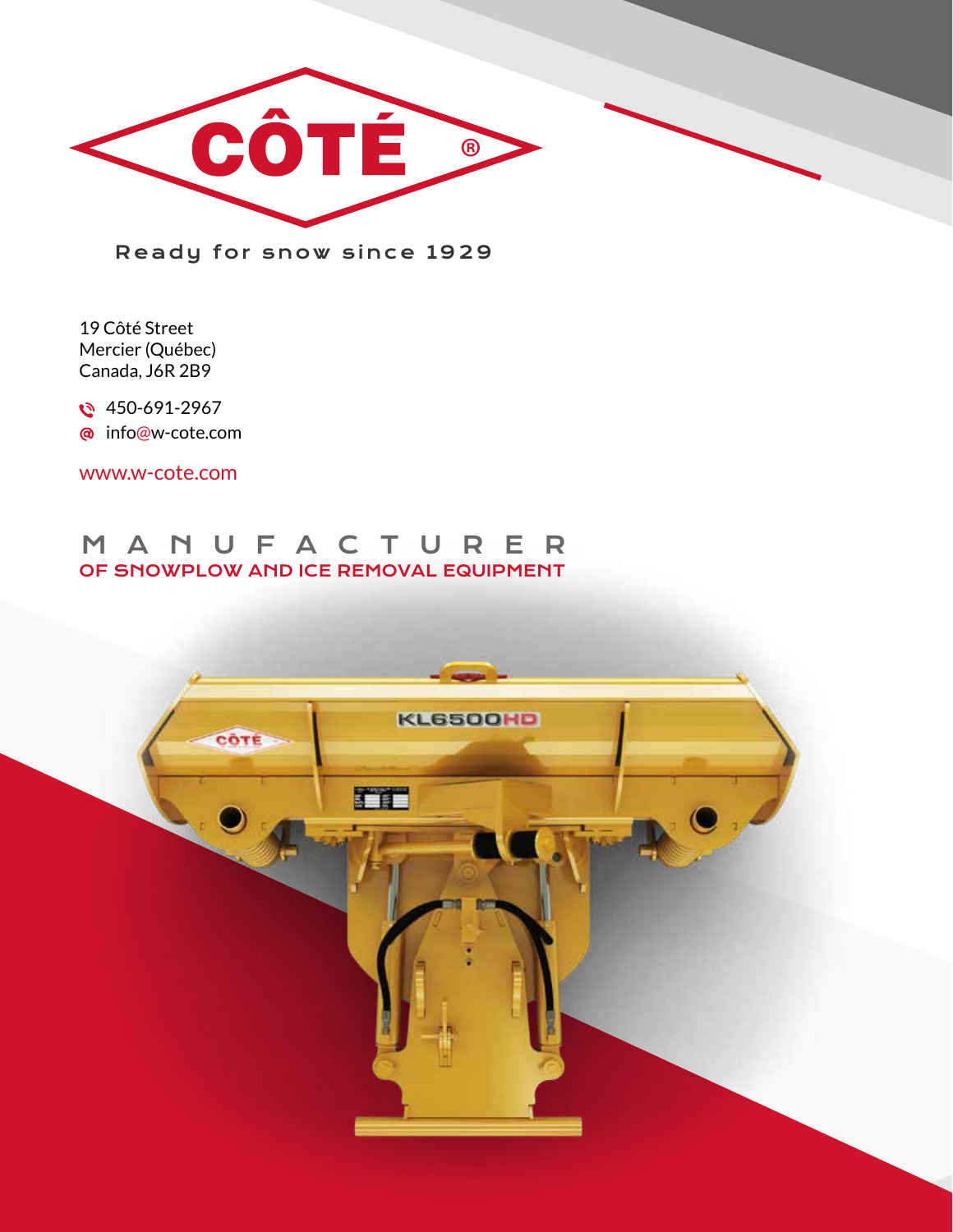# CÔTÉ®

Ready for snow since 1929

19 Côté Street
Mercier (Québec)
Canada, J6R 2B9

450-691-2967
info@w-cote.com

www.w-cote.com

## MANUFACTURER
### OF SNOWPLOW AND ICE REMOVAL EQUIPMENT